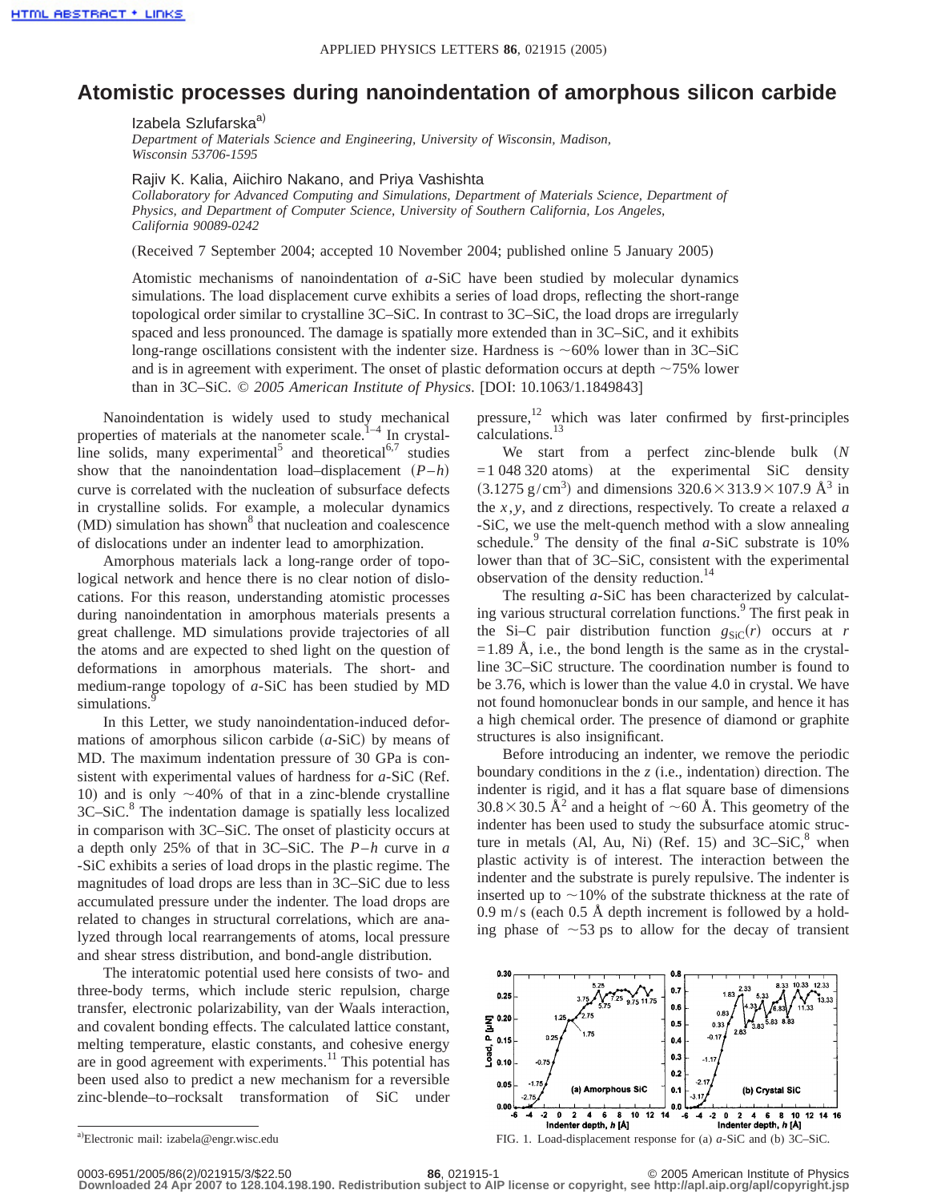# Atomistic processes during nanoindentation of amorphous silicon carbide

Izabela Szlufarska[a)]

*Department of Materials Science and Engineering, University of Wisconsin, Madison, Wisconsin 53706-1595*

Rajiv K. Kalia, Aiichiro Nakano, and Priya Vashishta

*Collaboratory for Advanced Computing and Simulations, Department of Materials Science, Department of Physics, and Department of Computer Science, University of Southern California, Los Angeles, California 90089-0242*

(Received 7 September 2004; accepted 10 November 2004; published online 5 January 2005)

Atomistic mechanisms of nanoindentation of *a*-SiC have been studied by molecular dynamics simulations. The load displacement curve exhibits a series of load drops, reflecting the short-range topological order similar to crystalline 3C–SiC. In contrast to 3C–SiC, the load drops are irregularly spaced and less pronounced. The damage is spatially more extended than in 3C–SiC, and it exhibits long-range oscillations consistent with the indenter size. Hardness is ~60% lower than in 3C–SiC and is in agreement with experiment. The onset of plastic deformation occurs at depth ~75% lower than in 3C–SiC. © *2005 American Institute of Physics*. [DOI: 10.1063/1.1849843]

Nanoindentation is widely used to study mechanical properties of materials at the nanometer scale.[1–4] In crystalline solids, many experimental[5] and theoretical[6,7] studies show that the nanoindentation load–displacement ($P$–$h$) curve is correlated with the nucleation of subsurface defects in crystalline solids. For example, a molecular dynamics (MD) simulation has shown[8] that nucleation and coalescence of dislocations under an indenter lead to amorphization.

Amorphous materials lack a long-range order of topological network and hence there is no clear notion of dislocations. For this reason, understanding atomistic processes during nanoindentation in amorphous materials presents a great challenge. MD simulations provide trajectories of all the atoms and are expected to shed light on the question of deformations in amorphous materials. The short- and medium-range topology of *a*-SiC has been studied by MD simulations.[9]

In this Letter, we study nanoindentation-induced deformations of amorphous silicon carbide (*a*-SiC) by means of MD. The maximum indentation pressure of 30 GPa is consistent with experimental values of hardness for *a*-SiC (Ref. 10) and is only ~40% of that in a zinc-blende crystalline 3C–SiC.[8] The indentation damage is spatially less localized in comparison with 3C–SiC. The onset of plasticity occurs at a depth only 25% of that in 3C–SiC. The $P$–$h$ curve in *a*-SiC exhibits a series of load drops in the plastic regime. The magnitudes of load drops are less than in 3C–SiC due to less accumulated pressure under the indenter. The load drops are related to changes in structural correlations, which are analyzed through local rearrangements of atoms, local pressure and shear stress distribution, and bond-angle distribution.

The interatomic potential used here consists of two- and three-body terms, which include steric repulsion, charge transfer, electronic polarizability, van der Waals interaction, and covalent bonding effects. The calculated lattice constant, melting temperature, elastic constants, and cohesive energy are in good agreement with experiments.[11] This potential has been used also to predict a new mechanism for a reversible zinc-blende–to–rocksalt transformation of SiC under pressure,[12] which was later confirmed by first-principles calculations.[13]

We start from a perfect zinc-blende bulk ($N = 1\,048\,320$ atoms) at the experimental SiC density ($3.1275\ \mathrm{g/cm^3}$) and dimensions $320.6 \times 313.9 \times 107.9\ \text{Å}^3$ in the $x, y$, and $z$ directions, respectively. To create a relaxed *a*-SiC, we use the melt-quench method with a slow annealing schedule.[9] The density of the final *a*-SiC substrate is 10% lower than that of 3C–SiC, consistent with the experimental observation of the density reduction.[14]

The resulting *a*-SiC has been characterized by calculating various structural correlation functions.[9] The first peak in the Si–C pair distribution function $g_{\mathrm{SiC}}(r)$ occurs at $r = 1.89$ Å, i.e., the bond length is the same as in the crystalline 3C–SiC structure. The coordination number is found to be 3.76, which is lower than the value 4.0 in crystal. We have not found homonuclear bonds in our sample, and hence it has a high chemical order. The presence of diamond or graphite structures is also insignificant.

Before introducing an indenter, we remove the periodic boundary conditions in the $z$ (i.e., indentation) direction. The indenter is rigid, and it has a flat square base of dimensions $30.8 \times 30.5\ \text{Å}^2$ and a height of ~60 Å. This geometry of the indenter has been used to study the subsurface atomic structure in metals (Al, Au, Ni) (Ref. 15) and 3C–SiC,[8] when plastic activity is of interest. The interaction between the indenter and the substrate is purely repulsive. The indenter is inserted up to ~10% of the substrate thickness at the rate of 0.9 m/s (each 0.5 Å depth increment is followed by a holding phase of ~53 ps to allow for the decay of transient

FIG. 1. Load-displacement response for (a) *a*-SiC and (b) 3C–SiC.

[a)]Electronic mail: izabela@engr.wisc.edu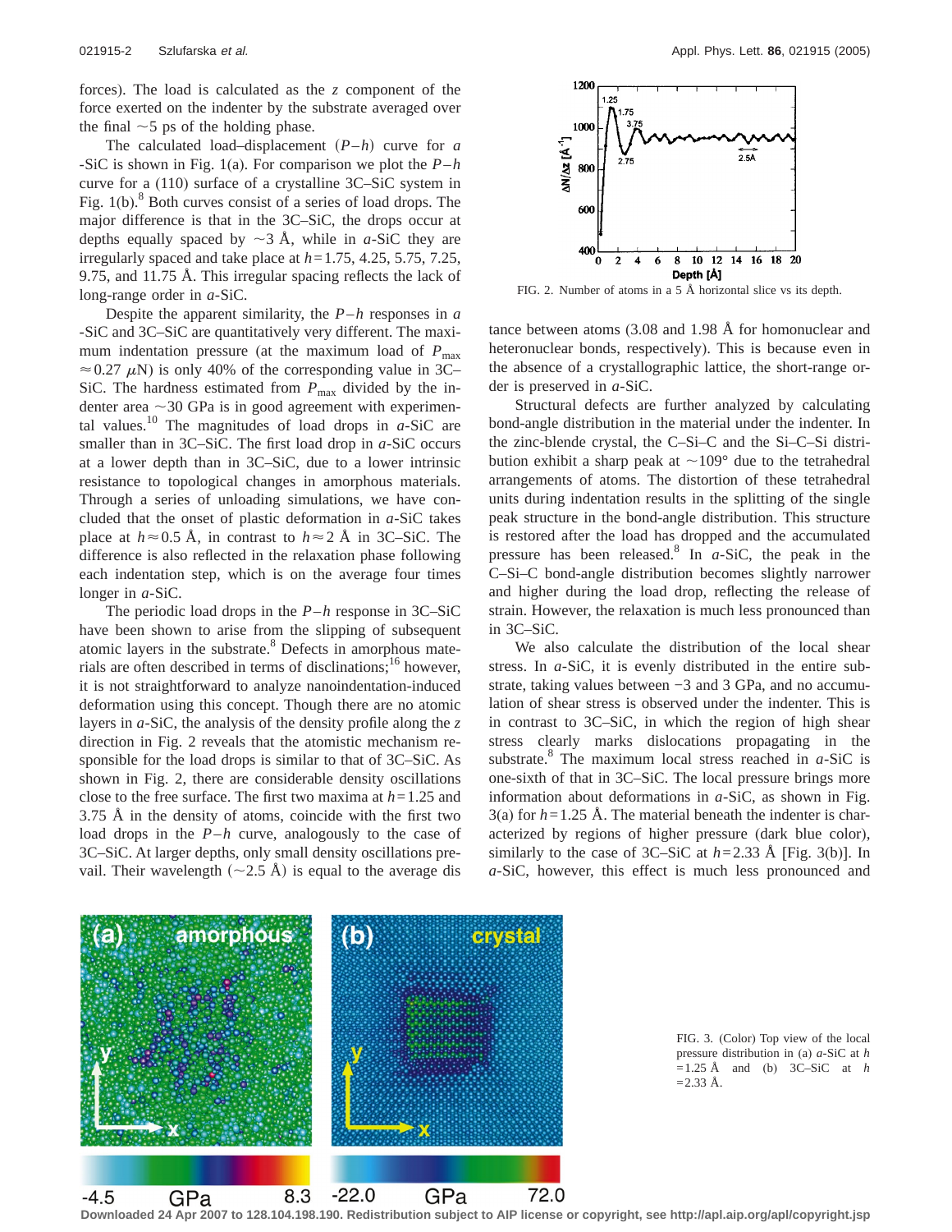forces). The load is calculated as the $z$ component of the force exerted on the indenter by the substrate averaged over the final ~5 ps of the holding phase.

The calculated load–displacement $(P-h)$ curve for $a$-SiC is shown in Fig. 1(a). For comparison we plot the $P-h$ curve for a (110) surface of a crystalline 3C–SiC system in Fig. 1(b).[8] Both curves consist of a series of load drops. The major difference is that in the 3C–SiC, the drops occur at depths equally spaced by ~3 Å, while in $a$-SiC they are irregularly spaced and take place at $h$=1.75, 4.25, 5.75, 7.25, 9.75, and 11.75 Å. This irregular spacing reflects the lack of long-range order in $a$-SiC.

Despite the apparent similarity, the $P-h$ responses in $a$-SiC and 3C–SiC are quantitatively very different. The maximum indentation pressure (at the maximum load of $P_{max} \approx 0.27\ \mu$N) is only 40% of the corresponding value in 3C–SiC. The hardness estimated from $P_{max}$ divided by the indenter area ~30 GPa is in good agreement with experimental values.[10] The magnitudes of load drops in $a$-SiC are smaller than in 3C–SiC. The first load drop in $a$-SiC occurs at a lower depth than in 3C–SiC, due to a lower intrinsic resistance to topological changes in amorphous materials. Through a series of unloading simulations, we have concluded that the onset of plastic deformation in $a$-SiC takes place at $h \approx 0.5$ Å, in contrast to $h \approx 2$ Å in 3C–SiC. The difference is also reflected in the relaxation phase following each indentation step, which is on the average four times longer in $a$-SiC.

The periodic load drops in the $P-h$ response in 3C–SiC have been shown to arise from the slipping of subsequent atomic layers in the substrate.[8] Defects in amorphous materials are often described in terms of disclinations;[16] however, it is not straightforward to analyze nanoindentation-induced deformation using this concept. Though there are no atomic layers in $a$-SiC, the analysis of the density profile along the $z$ direction in Fig. 2 reveals that the atomistic mechanism responsible for the load drops is similar to that of 3C–SiC. As shown in Fig. 2, there are considerable density oscillations close to the free surface. The first two maxima at $h$=1.25 and 3.75 Å in the density of atoms, coincide with the first two load drops in the $P-h$ curve, analogously to the case of 3C–SiC. At larger depths, only small density oscillations prevail. Their wavelength (~2.5 Å) is equal to the average distance between atoms (3.08 and 1.98 Å for homonuclear and heteronuclear bonds, respectively). This is because even in the absence of a crystallographic lattice, the short-range order is preserved in $a$-SiC.

FIG. 2. Number of atoms in a 5 Å horizontal slice vs its depth.

Structural defects are further analyzed by calculating bond-angle distribution in the material under the indenter. In the zinc-blende crystal, the C–Si–C and the Si–C–Si distribution exhibit a sharp peak at ~109° due to the tetrahedral arrangements of atoms. The distortion of these tetrahedral units during indentation results in the splitting of the single peak structure in the bond-angle distribution. This structure is restored after the load has dropped and the accumulated pressure has been released.[8] In $a$-SiC, the peak in the C–Si–C bond-angle distribution becomes slightly narrower and higher during the load drop, reflecting the release of strain. However, the relaxation is much less pronounced than in 3C–SiC.

We also calculate the distribution of the local shear stress. In $a$-SiC, it is evenly distributed in the entire substrate, taking values between −3 and 3 GPa, and no accumulation of shear stress is observed under the indenter. This is in contrast to 3C–SiC, in which the region of high shear stress clearly marks dislocations propagating in the substrate.[8] The maximum local stress reached in $a$-SiC is one-sixth of that in 3C–SiC. The local pressure brings more information about deformations in $a$-SiC, as shown in Fig. 3(a) for $h$=1.25 Å. The material beneath the indenter is characterized by regions of higher pressure (dark blue color), similarly to the case of 3C–SiC at $h$=2.33 Å [Fig. 3(b)]. In $a$-SiC, however, this effect is much less pronounced and

FIG. 3. (Color) Top view of the local pressure distribution in (a) $a$-SiC at $h$=1.25 Å and (b) 3C–SiC at $h$=2.33 Å.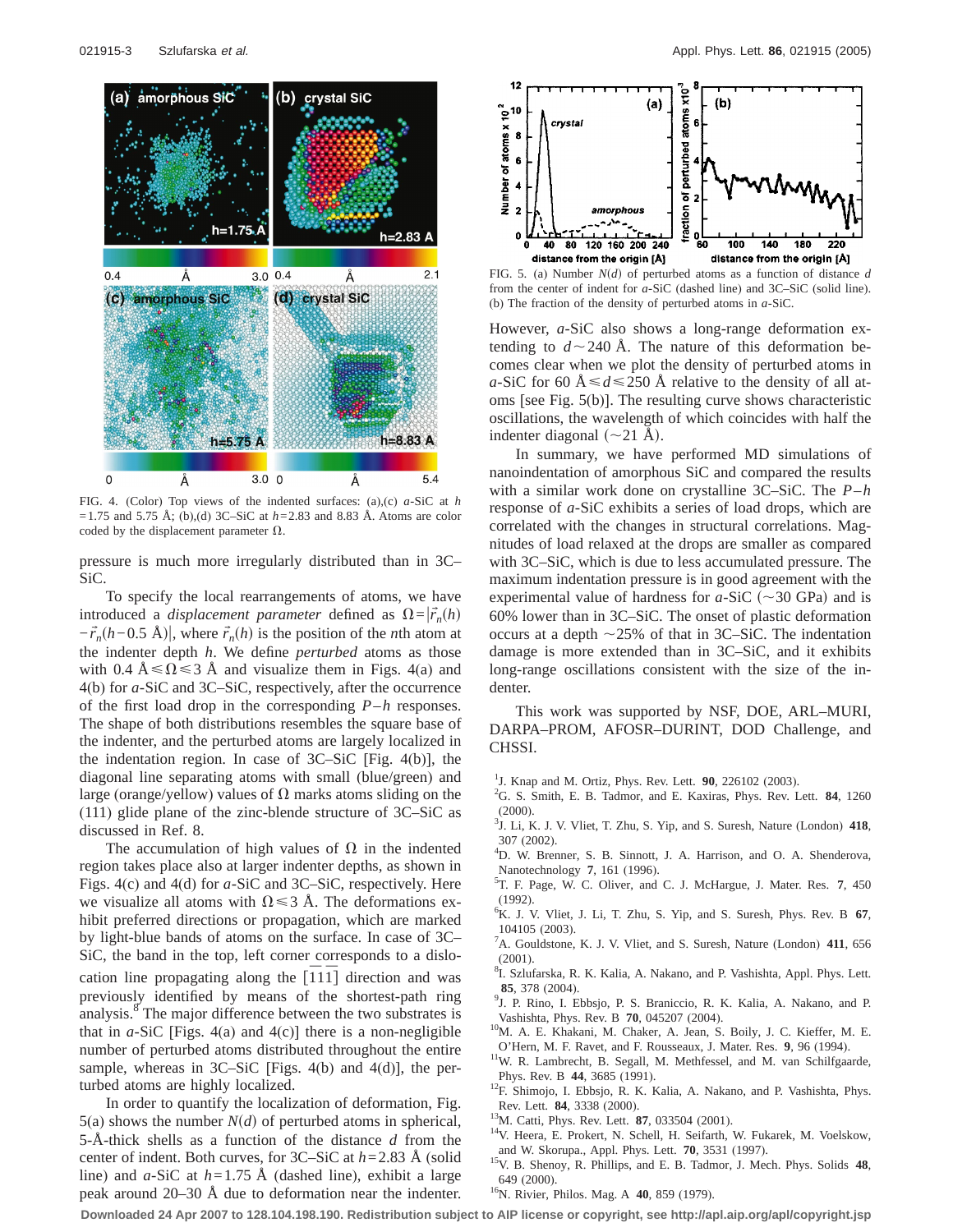FIG. 4. (Color) Top views of the indented surfaces: (a),(c) *a*-SiC at $h=1.75$ and 5.75 Å; (b),(d) 3C–SiC at $h=2.83$ and 8.83 Å. Atoms are color coded by the displacement parameter Ω.

pressure is much more irregularly distributed than in 3C–SiC.

To specify the local rearrangements of atoms, we have introduced a *displacement parameter* defined as $\Omega=|\vec{r}_n(h)-\vec{r}_n(h-0.5\text{ Å})|$, where $\vec{r}_n(h)$ is the position of the $n$th atom at the indenter depth $h$. We define *perturbed* atoms as those with $0.4\text{ Å}\leq\Omega\leq3\text{ Å}$ and visualize them in Figs. 4(a) and 4(b) for *a*-SiC and 3C–SiC, respectively, after the occurrence of the first load drop in the corresponding $P$–$h$ responses. The shape of both distributions resembles the square base of the indenter, and the perturbed atoms are largely localized in the indentation region. In case of 3C–SiC [Fig. 4(b)], the diagonal line separating atoms with small (blue/green) and large (orange/yellow) values of Ω marks atoms sliding on the (111) glide plane of the zinc-blende structure of 3C–SiC as discussed in Ref. 8.

The accumulation of high values of Ω in the indented region takes place also at larger indenter depths, as shown in Figs. 4(c) and 4(d) for *a*-SiC and 3C–SiC, respectively. Here we visualize all atoms with $\Omega\leq3$ Å. The deformations exhibit preferred directions or propagation, which are marked by light-blue bands of atoms on the surface. In case of 3C–SiC, the band in the top, left corner corresponds to a dislocation line propagating along the $[\bar{1}1\bar{1}]$ direction and was previously identified by means of the shortest-path ring analysis.[8] The major difference between the two substrates is that in *a*-SiC [Figs. 4(a) and 4(c)] there is a non-negligible number of perturbed atoms distributed throughout the entire sample, whereas in 3C–SiC [Figs. 4(b) and 4(d)], the perturbed atoms are highly localized.

In order to quantify the localization of deformation, Fig. 5(a) shows the number $N(d)$ of perturbed atoms in spherical, 5-Å-thick shells as a function of the distance $d$ from the center of indent. Both curves, for 3C–SiC at $h=2.83$ Å (solid line) and *a*-SiC at $h=1.75$ Å (dashed line), exhibit a large peak around 20–30 Å due to deformation near the indenter.

FIG. 5. (a) Number $N(d)$ of perturbed atoms as a function of distance $d$ from the center of indent for *a*-SiC (dashed line) and 3C–SiC (solid line). (b) The fraction of the density of perturbed atoms in *a*-SiC.

However, *a*-SiC also shows a long-range deformation extending to $d\sim240$ Å. The nature of this deformation becomes clear when we plot the density of perturbed atoms in *a*-SiC for $60\text{ Å}\leq d\leq250$ Å relative to the density of all atoms [see Fig. 5(b)]. The resulting curve shows characteristic oscillations, the wavelength of which coincides with half the indenter diagonal (∼21 Å).

In summary, we have performed MD simulations of nanoindentation of amorphous SiC and compared the results with a similar work done on crystalline 3C–SiC. The $P$–$h$ response of *a*-SiC exhibits a series of load drops, which are correlated with the changes in structural correlations. Magnitudes of load relaxed at the drops are smaller as compared with 3C–SiC, which is due to less accumulated pressure. The maximum indentation pressure is in good agreement with the experimental value of hardness for *a*-SiC (∼30 GPa) and is 60% lower than in 3C–SiC. The onset of plastic deformation occurs at a depth ∼25% of that in 3C–SiC. The indentation damage is more extended than in 3C–SiC, and it exhibits long-range oscillations consistent with the size of the indenter.

This work was supported by NSF, DOE, ARL–MURI, DARPA–PROM, AFOSR–DURINT, DOD Challenge, and CHSSI.

[1] J. Knap and M. Ortiz, Phys. Rev. Lett. **90**, 226102 (2003).
[2] G. S. Smith, E. B. Tadmor, and E. Kaxiras, Phys. Rev. Lett. **84**, 1260 (2000).
[3] J. Li, K. J. V. Vliet, T. Zhu, S. Yip, and S. Suresh, Nature (London) **418**, 307 (2002).
[4] D. W. Brenner, S. B. Sinnott, J. A. Harrison, and O. A. Shenderova, Nanotechnology **7**, 161 (1996).
[5] T. F. Page, W. C. Oliver, and C. J. McHargue, J. Mater. Res. **7**, 450 (1992).
[6] K. J. V. Vliet, J. Li, T. Zhu, S. Yip, and S. Suresh, Phys. Rev. B **67**, 104105 (2003).
[7] A. Gouldstone, K. J. V. Vliet, and S. Suresh, Nature (London) **411**, 656 (2001).
[8] I. Szlufarska, R. K. Kalia, A. Nakano, and P. Vashishta, Appl. Phys. Lett. **85**, 378 (2004).
[9] J. P. Rino, I. Ebbsjo, P. S. Braniccio, R. K. Kalia, A. Nakano, and P. Vashishta, Phys. Rev. B **70**, 045207 (2004).
[10] M. A. E. Khakani, M. Chaker, A. Jean, S. Boily, J. C. Kieffer, M. E. O'Hern, M. F. Ravet, and F. Rousseaux, J. Mater. Res. **9**, 96 (1994).
[11] W. R. Lambrecht, B. Segall, M. Methfessel, and M. van Schilfgaarde, Phys. Rev. B **44**, 3685 (1991).
[12] F. Shimojo, I. Ebbsjo, R. K. Kalia, A. Nakano, and P. Vashishta, Phys. Rev. Lett. **84**, 3338 (2000).
[13] M. Catti, Phys. Rev. Lett. **87**, 033504 (2001).
[14] V. Heera, E. Prokert, N. Schell, H. Seifarth, W. Fukarek, M. Voelskow, and W. Skorupa, Appl. Phys. Lett. **70**, 3531 (1997).
[15] V. B. Shenoy, R. Phillips, and E. B. Tadmor, J. Mech. Phys. Solids **48**, 649 (2000).
[16] N. Rivier, Philos. Mag. A **40**, 859 (1979).